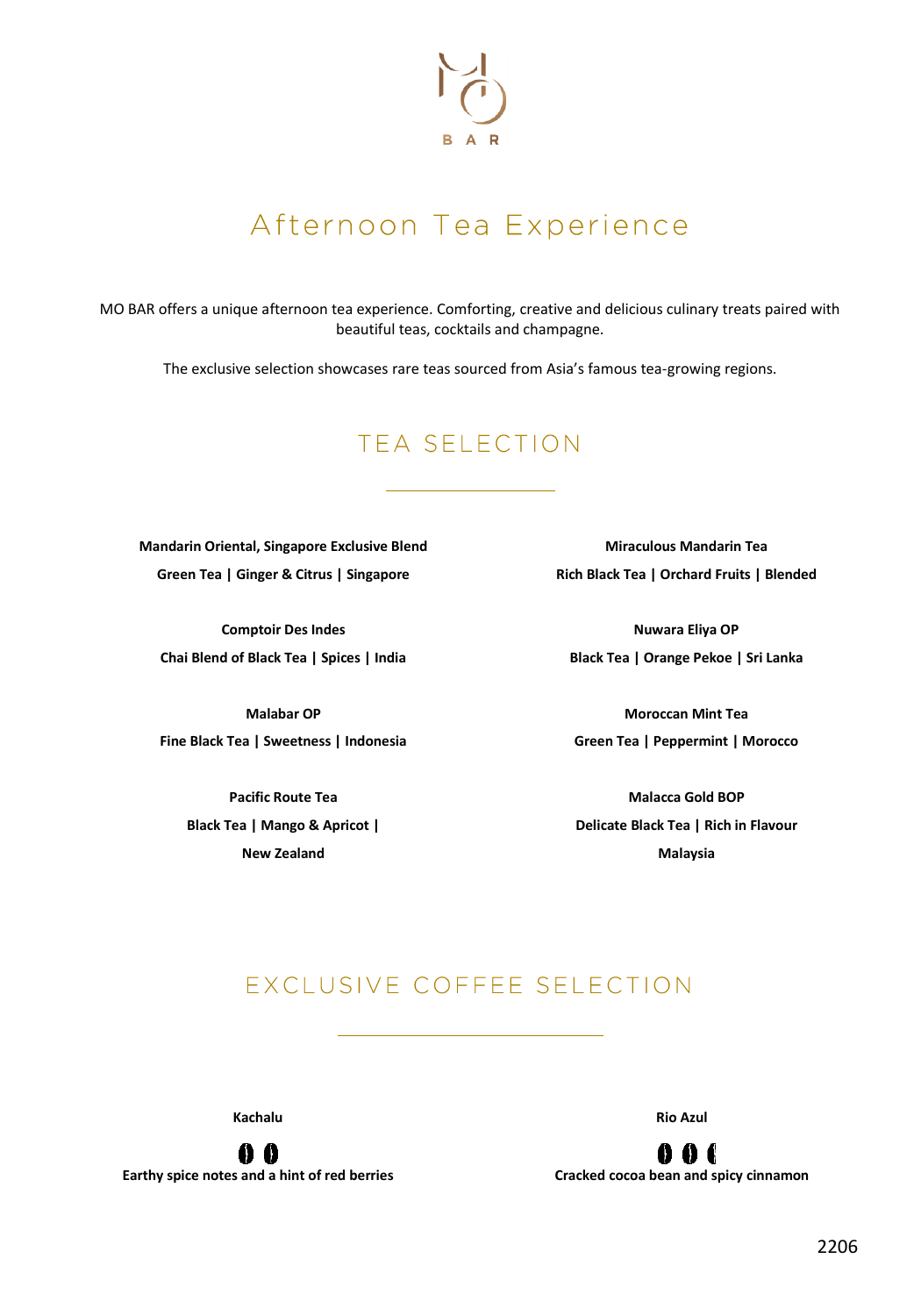MO BAR

# Afternoon Tea Experience

MO BAR offers a unique afternoon tea experience. Comforting, creative and delicious culinary treats paired with beautiful teas, cocktails and champagne.

The exclusive selection showcases rare teas sourced from Asia's famous tea-growing regions.

## TEA SELECTION

**Mandarin Oriental, Singapore Exclusive Blend**
**Green Tea | Ginger & Citrus | Singapore**

**Comptoir Des Indes**
**Chai Blend of Black Tea | Spices | India**

**Malabar OP**
**Fine Black Tea | Sweetness | Indonesia**

**Pacific Route Tea**
**Black Tea | Mango & Apricot | New Zealand**

**Miraculous Mandarin Tea**
**Rich Black Tea | Orchard Fruits | Blended**

**Nuwara Eliya OP**
**Black Tea | Orange Pekoe | Sri Lanka**

**Moroccan Mint Tea**
**Green Tea | Peppermint | Morocco**

**Malacca Gold BOP**
**Delicate Black Tea | Rich in Flavour Malaysia**

## EXCLUSIVE COFFEE SELECTION

**Kachalu**
**Earthy spice notes and a hint of red berries**

**Rio Azul**
**Cracked cocoa bean and spicy cinnamon**

2206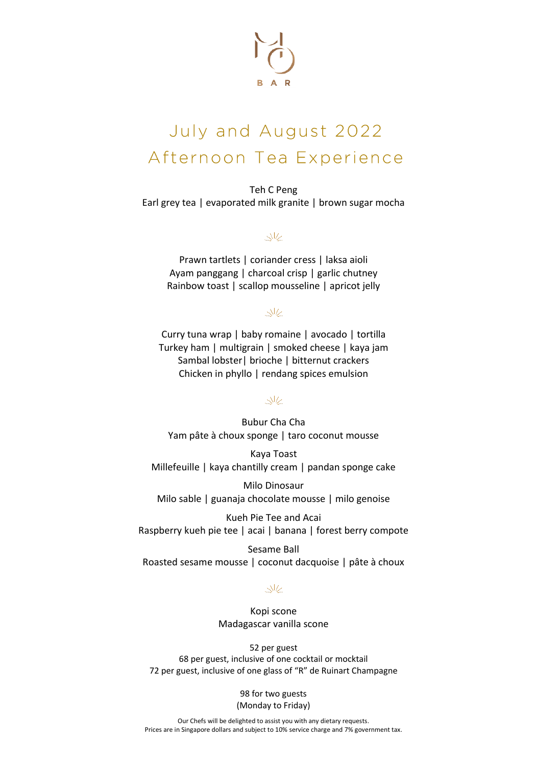BAR

# July and August 2022
# Afternoon Tea Experience

Teh C Peng
Earl grey tea | evaporated milk granite | brown sugar mocha

Prawn tartlets | coriander cress | laksa aioli
Ayam panggang | charcoal crisp | garlic chutney
Rainbow toast | scallop mousseline | apricot jelly

Curry tuna wrap | baby romaine | avocado | tortilla
Turkey ham | multigrain | smoked cheese | kaya jam
Sambal lobster| brioche | bitternut crackers
Chicken in phyllo | rendang spices emulsion

Bubur Cha Cha
Yam pâte à choux sponge | taro coconut mousse

Kaya Toast
Millefeuille | kaya chantilly cream | pandan sponge cake

Milo Dinosaur
Milo sable | guanaja chocolate mousse | milo genoise

Kueh Pie Tee and Acai
Raspberry kueh pie tee | acai | banana | forest berry compote

Sesame Ball
Roasted sesame mousse | coconut dacquoise | pâte à choux

Kopi scone
Madagascar vanilla scone

52 per guest
68 per guest, inclusive of one cocktail or mocktail
72 per guest, inclusive of one glass of "R" de Ruinart Champagne

98 for two guests
(Monday to Friday)

Our Chefs will be delighted to assist you with any dietary requests.
Prices are in Singapore dollars and subject to 10% service charge and 7% government tax.